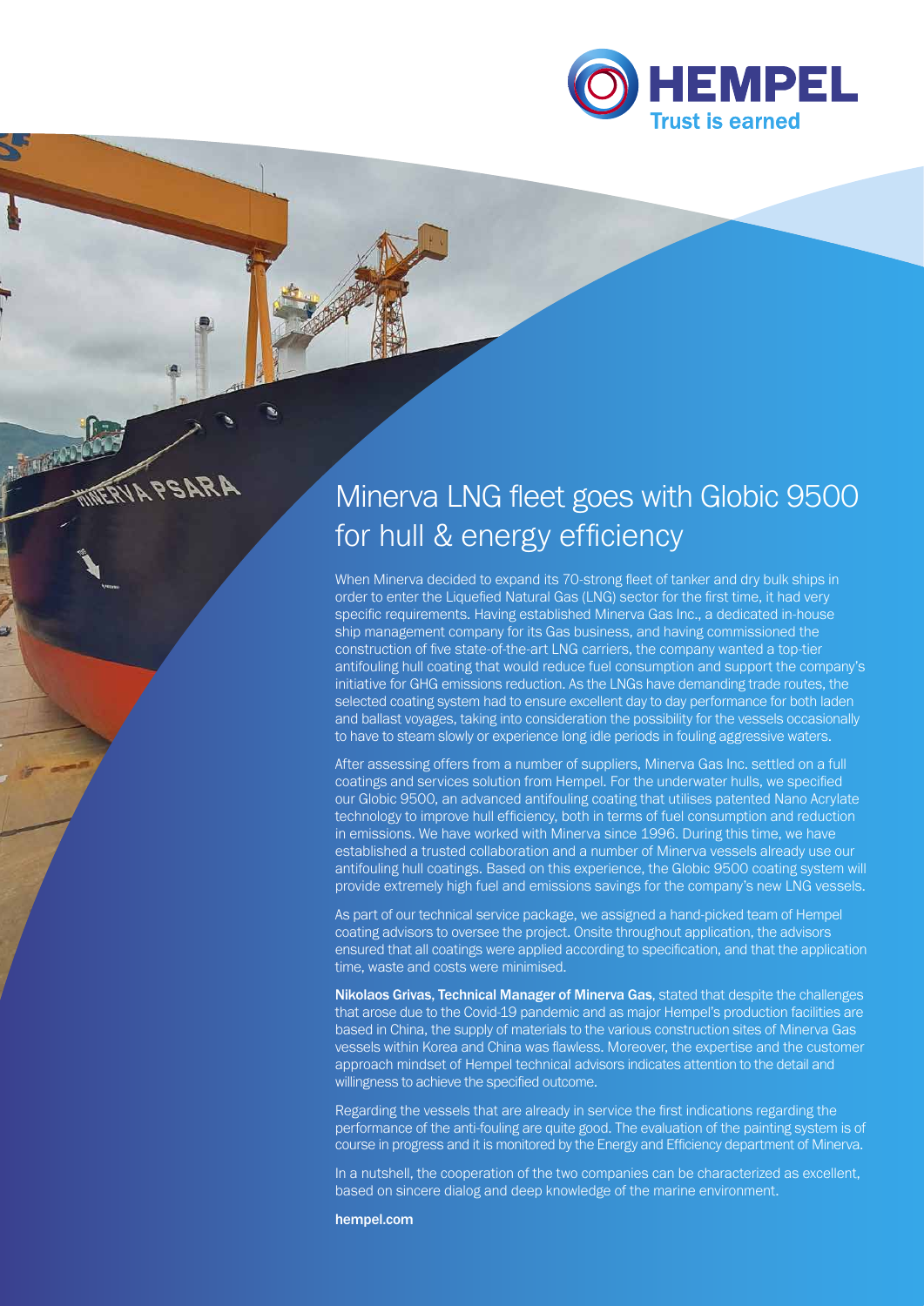HEMPEL
Trust is earned

# Minerva LNG fleet goes with Globic 9500 for hull & energy efficiency

When Minerva decided to expand its 70-strong fleet of tanker and dry bulk ships in order to enter the Liquefied Natural Gas (LNG) sector for the first time, it had very specific requirements. Having established Minerva Gas Inc., a dedicated in-house ship management company for its Gas business, and having commissioned the construction of five state-of-the-art LNG carriers, the company wanted a top-tier antifouling hull coating that would reduce fuel consumption and support the company's initiative for GHG emissions reduction. As the LNGs have demanding trade routes, the selected coating system had to ensure excellent day to day performance for both laden and ballast voyages, taking into consideration the possibility for the vessels occasionally to have to steam slowly or experience long idle periods in fouling aggressive waters.

After assessing offers from a number of suppliers, Minerva Gas Inc. settled on a full coatings and services solution from Hempel. For the underwater hulls, we specified our Globic 9500, an advanced antifouling coating that utilises patented Nano Acrylate technology to improve hull efficiency, both in terms of fuel consumption and reduction in emissions. We have worked with Minerva since 1996. During this time, we have established a trusted collaboration and a number of Minerva vessels already use our antifouling hull coatings. Based on this experience, the Globic 9500 coating system will provide extremely high fuel and emissions savings for the company's new LNG vessels.

As part of our technical service package, we assigned a hand-picked team of Hempel coating advisors to oversee the project. Onsite throughout application, the advisors ensured that all coatings were applied according to specification, and that the application time, waste and costs were minimised.

**Nikolaos Grivas, Technical Manager of Minerva Gas**, stated that despite the challenges that arose due to the Covid-19 pandemic and as major Hempel's production facilities are based in China, the supply of materials to the various construction sites of Minerva Gas vessels within Korea and China was flawless. Moreover, the expertise and the customer approach mindset of Hempel technical advisors indicates attention to the detail and willingness to achieve the specified outcome.

Regarding the vessels that are already in service the first indications regarding the performance of the anti-fouling are quite good. The evaluation of the painting system is of course in progress and it is monitored by the Energy and Efficiency department of Minerva.

In a nutshell, the cooperation of the two companies can be characterized as excellent, based on sincere dialog and deep knowledge of the marine environment.

**hempel.com**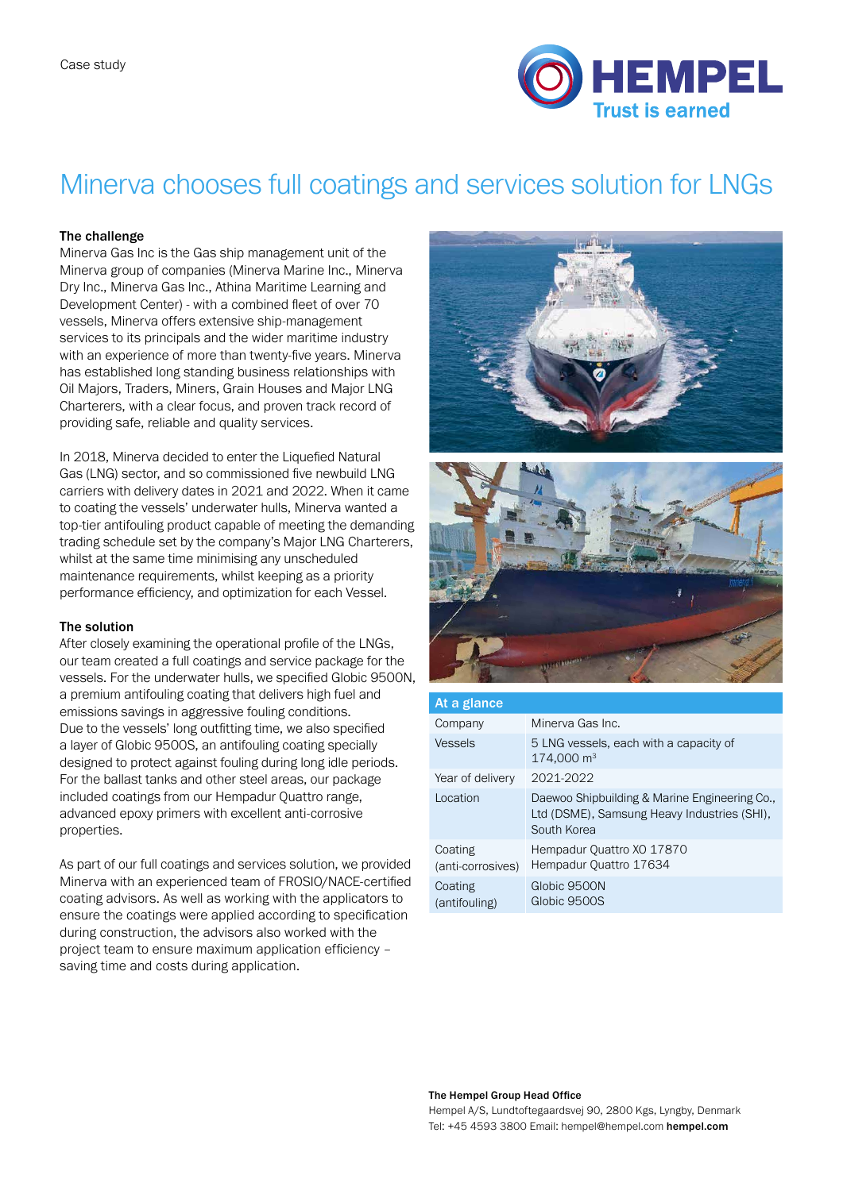Case study

# Minerva chooses full coatings and services solution for LNGs

**The challenge**

Minerva Gas Inc is the Gas ship management unit of the Minerva group of companies (Minerva Marine Inc., Minerva Dry Inc., Minerva Gas Inc., Athina Maritime Learning and Development Center) - with a combined fleet of over 70 vessels, Minerva offers extensive ship-management services to its principals and the wider maritime industry with an experience of more than twenty-five years. Minerva has established long standing business relationships with Oil Majors, Traders, Miners, Grain Houses and Major LNG Charterers, with a clear focus, and proven track record of providing safe, reliable and quality services.

In 2018, Minerva decided to enter the Liquefied Natural Gas (LNG) sector, and so commissioned five newbuild LNG carriers with delivery dates in 2021 and 2022. When it came to coating the vessels' underwater hulls, Minerva wanted a top-tier antifouling product capable of meeting the demanding trading schedule set by the company's Major LNG Charterers, whilst at the same time minimising any unscheduled maintenance requirements, whilst keeping as a priority performance efficiency, and optimization for each Vessel.

**The solution**

After closely examining the operational profile of the LNGs, our team created a full coatings and service package for the vessels. For the underwater hulls, we specified Globic 9500N, a premium antifouling coating that delivers high fuel and emissions savings in aggressive fouling conditions. Due to the vessels' long outfitting time, we also specified a layer of Globic 9500S, an antifouling coating specially designed to protect against fouling during long idle periods. For the ballast tanks and other steel areas, our package included coatings from our Hempadur Quattro range, advanced epoxy primers with excellent anti-corrosive properties.

As part of our full coatings and services solution, we provided Minerva with an experienced team of FROSIO/NACE-certified coating advisors. As well as working with the applicators to ensure the coatings were applied according to specification during construction, the advisors also worked with the project team to ensure maximum application efficiency – saving time and costs during application.

**At a glance**

| | |
|---|---|
| Company | Minerva Gas Inc. |
| Vessels | 5 LNG vessels, each with a capacity of 174,000 m$^3$ |
| Year of delivery | 2021-2022 |
| Location | Daewoo Shipbuilding & Marine Engineering Co., Ltd (DSME), Samsung Heavy Industries (SHI), South Korea |
| Coating (anti-corrosives) | Hempadur Quattro XO 17870<br>Hempadur Quattro 17634 |
| Coating (antifouling) | Globic 9500N<br>Globic 9500S |

**The Hempel Group Head Office**
Hempel A/S, Lundtoftegaardsvej 90, 2800 Kgs, Lyngby, Denmark
Tel: +45 4593 3800 Email: hempel@hempel.com **hempel.com**